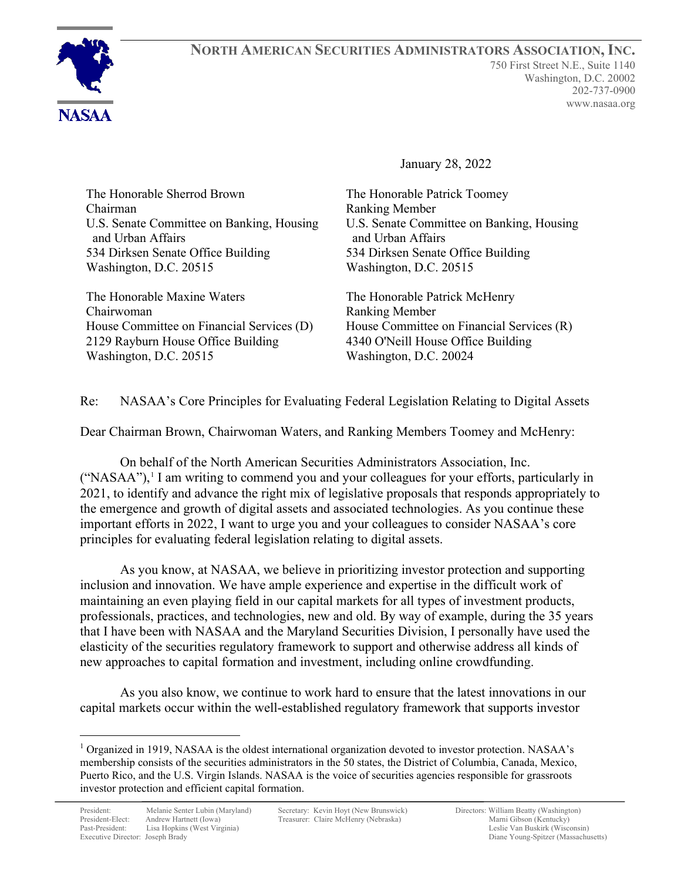**NORTH AMERICAN SECURITIES ADMINISTRATORS ASSOCIATION, INC.**

750 First Street N.E., Suite 1140
Washington, D.C. 20002
202-737-0900
www.nasaa.org

NASAA

January 28, 2022

The Honorable Sherrod Brown
Chairman
U.S. Senate Committee on Banking, Housing and Urban Affairs
534 Dirksen Senate Office Building
Washington, D.C. 20515

The Honorable Patrick Toomey
Ranking Member
U.S. Senate Committee on Banking, Housing and Urban Affairs
534 Dirksen Senate Office Building
Washington, D.C. 20515

The Honorable Maxine Waters
Chairwoman
House Committee on Financial Services (D)
2129 Rayburn House Office Building
Washington, D.C. 20515

The Honorable Patrick McHenry
Ranking Member
House Committee on Financial Services (R)
4340 O'Neill House Office Building
Washington, D.C. 20024

Re: NASAA's Core Principles for Evaluating Federal Legislation Relating to Digital Assets

Dear Chairman Brown, Chairwoman Waters, and Ranking Members Toomey and McHenry:

On behalf of the North American Securities Administrators Association, Inc. ("NASAA"),[1] I am writing to commend you and your colleagues for your efforts, particularly in 2021, to identify and advance the right mix of legislative proposals that responds appropriately to the emergence and growth of digital assets and associated technologies. As you continue these important efforts in 2022, I want to urge you and your colleagues to consider NASAA's core principles for evaluating federal legislation relating to digital assets.

As you know, at NASAA, we believe in prioritizing investor protection and supporting inclusion and innovation. We have ample experience and expertise in the difficult work of maintaining an even playing field in our capital markets for all types of investment products, professionals, practices, and technologies, new and old. By way of example, during the 35 years that I have been with NASAA and the Maryland Securities Division, I personally have used the elasticity of the securities regulatory framework to support and otherwise address all kinds of new approaches to capital formation and investment, including online crowdfunding.

As you also know, we continue to work hard to ensure that the latest innovations in our capital markets occur within the well-established regulatory framework that supports investor

[1] Organized in 1919, NASAA is the oldest international organization devoted to investor protection. NASAA's membership consists of the securities administrators in the 50 states, the District of Columbia, Canada, Mexico, Puerto Rico, and the U.S. Virgin Islands. NASAA is the voice of securities agencies responsible for grassroots investor protection and efficient capital formation.

President: Melanie Senter Lubin (Maryland)
President-Elect: Andrew Hartnett (Iowa)
Past-President: Lisa Hopkins (West Virginia)
Executive Director: Joseph Brady

Secretary: Kevin Hoyt (New Brunswick)
Treasurer: Claire McHenry (Nebraska)

Directors: William Beatty (Washington)
Marni Gibson (Kentucky)
Leslie Van Buskirk (Wisconsin)
Diane Young-Spitzer (Massachusetts)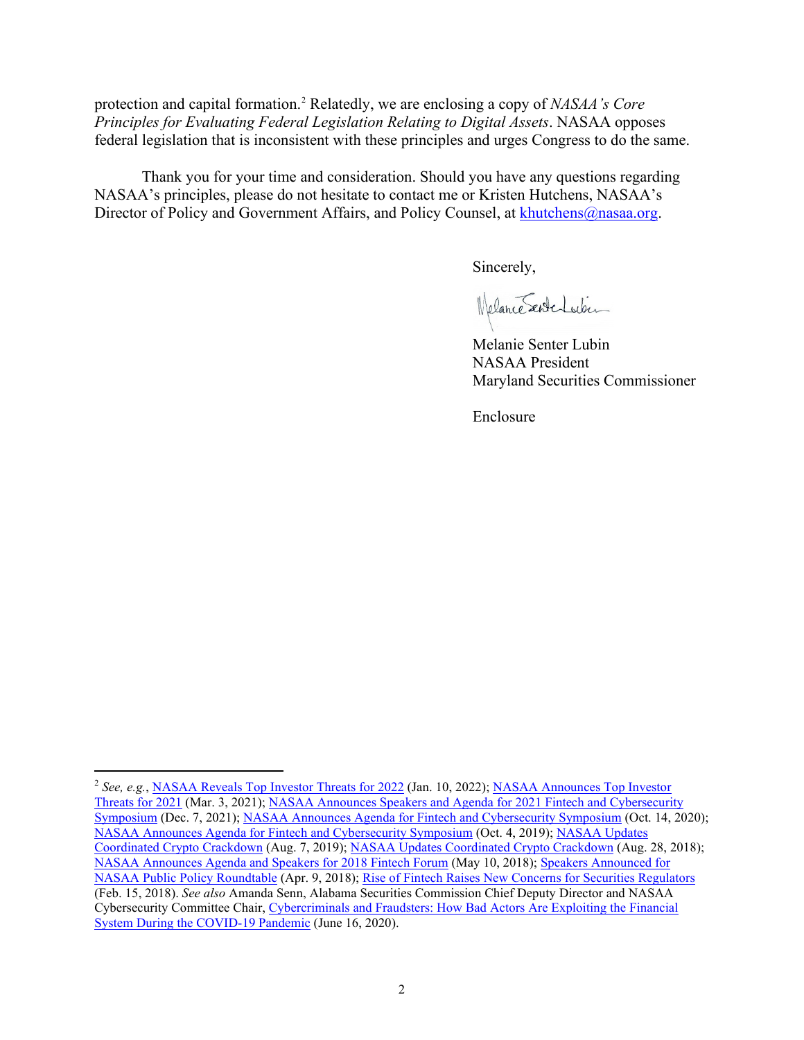protection and capital formation.[2] Relatedly, we are enclosing a copy of *NASAA's Core Principles for Evaluating Federal Legislation Relating to Digital Assets*. NASAA opposes federal legislation that is inconsistent with these principles and urges Congress to do the same.

Thank you for your time and consideration. Should you have any questions regarding NASAA's principles, please do not hesitate to contact me or Kristen Hutchens, NASAA's Director of Policy and Government Affairs, and Policy Counsel, at khutchens@nasaa.org.

Sincerely,

Melanie Senter Lubin
NASAA President
Maryland Securities Commissioner

Enclosure

---

[2] *See, e.g.*, NASAA Reveals Top Investor Threats for 2022 (Jan. 10, 2022); NASAA Announces Top Investor Threats for 2021 (Mar. 3, 2021); NASAA Announces Speakers and Agenda for 2021 Fintech and Cybersecurity Symposium (Dec. 7, 2021); NASAA Announces Agenda for Fintech and Cybersecurity Symposium (Oct. 14, 2020); NASAA Announces Agenda for Fintech and Cybersecurity Symposium (Oct. 4, 2019); NASAA Updates Coordinated Crypto Crackdown (Aug. 7, 2019); NASAA Updates Coordinated Crypto Crackdown (Aug. 28, 2018); NASAA Announces Agenda and Speakers for 2018 Fintech Forum (May 10, 2018); Speakers Announced for NASAA Public Policy Roundtable (Apr. 9, 2018); Rise of Fintech Raises New Concerns for Securities Regulators (Feb. 15, 2018). *See also* Amanda Senn, Alabama Securities Commission Chief Deputy Director and NASAA Cybersecurity Committee Chair, Cybercriminals and Fraudsters: How Bad Actors Are Exploiting the Financial System During the COVID-19 Pandemic (June 16, 2020).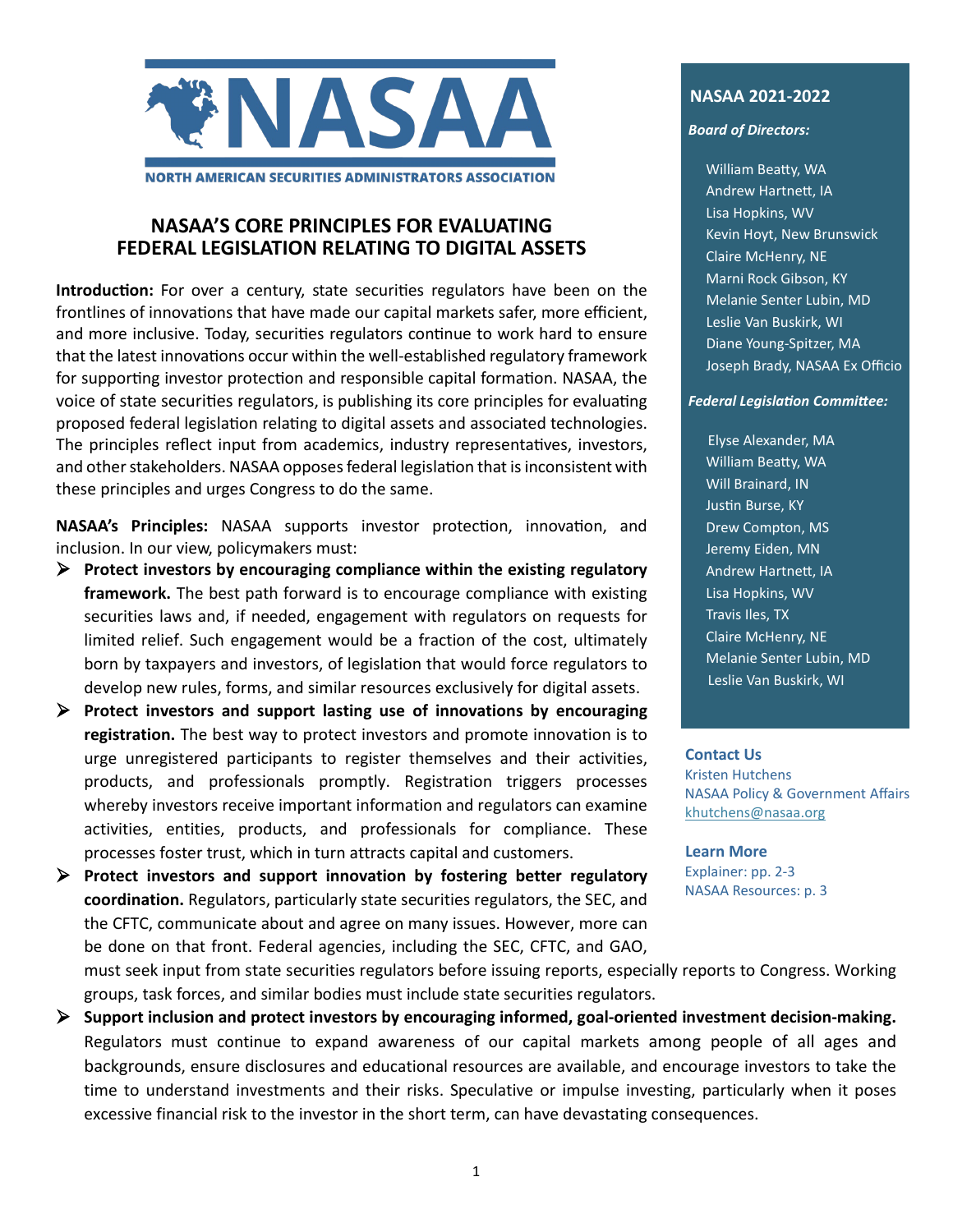**NORTH AMERICAN SECURITIES ADMINISTRATORS ASSOCIATION**

# NASAA'S CORE PRINCIPLES FOR EVALUATING FEDERAL LEGISLATION RELATING TO DIGITAL ASSETS

**Introduction:** For over a century, state securities regulators have been on the frontlines of innovations that have made our capital markets safer, more efficient, and more inclusive. Today, securities regulators continue to work hard to ensure that the latest innovations occur within the well-established regulatory framework for supporting investor protection and responsible capital formation. NASAA, the voice of state securities regulators, is publishing its core principles for evaluating proposed federal legislation relating to digital assets and associated technologies. The principles reflect input from academics, industry representatives, investors, and other stakeholders. NASAA opposes federal legislation that is inconsistent with these principles and urges Congress to do the same.

**NASAA's Principles:** NASAA supports investor protection, innovation, and inclusion. In our view, policymakers must:

- **Protect investors by encouraging compliance within the existing regulatory framework.** The best path forward is to encourage compliance with existing securities laws and, if needed, engagement with regulators on requests for limited relief. Such engagement would be a fraction of the cost, ultimately born by taxpayers and investors, of legislation that would force regulators to develop new rules, forms, and similar resources exclusively for digital assets.
- **Protect investors and support lasting use of innovations by encouraging registration.** The best way to protect investors and promote innovation is to urge unregistered participants to register themselves and their activities, products, and professionals promptly. Registration triggers processes whereby investors receive important information and regulators can examine activities, entities, products, and professionals for compliance. These processes foster trust, which in turn attracts capital and customers.
- **Protect investors and support innovation by fostering better regulatory coordination.** Regulators, particularly state securities regulators, the SEC, and the CFTC, communicate about and agree on many issues. However, more can be done on that front. Federal agencies, including the SEC, CFTC, and GAO, must seek input from state securities regulators before issuing reports, especially reports to Congress. Working groups, task forces, and similar bodies must include state securities regulators.
- **Support inclusion and protect investors by encouraging informed, goal-oriented investment decision-making.** Regulators must continue to expand awareness of our capital markets among people of all ages and backgrounds, ensure disclosures and educational resources are available, and encourage investors to take the time to understand investments and their risks. Speculative or impulse investing, particularly when it poses excessive financial risk to the investor in the short term, can have devastating consequences.

## NASAA 2021-2022

***Board of Directors:***

- William Beatty, WA
- Andrew Hartnett, IA
- Lisa Hopkins, WV
- Kevin Hoyt, New Brunswick
- Claire McHenry, NE
- Marni Rock Gibson, KY
- Melanie Senter Lubin, MD
- Leslie Van Buskirk, WI
- Diane Young-Spitzer, MA
- Joseph Brady, NASAA Ex Officio

***Federal Legislation Committee:***

- Elyse Alexander, MA
- William Beatty, WA
- Will Brainard, IN
- Justin Burse, KY
- Drew Compton, MS
- Jeremy Eiden, MN
- Andrew Hartnett, IA
- Lisa Hopkins, WV
- Travis Iles, TX
- Claire McHenry, NE
- Melanie Senter Lubin, MD
- Leslie Van Buskirk, WI

**Contact Us**

Kristen Hutchens
NASAA Policy & Government Affairs
khutchens@nasaa.org

**Learn More**

Explainer: pp. 2-3
NASAA Resources: p. 3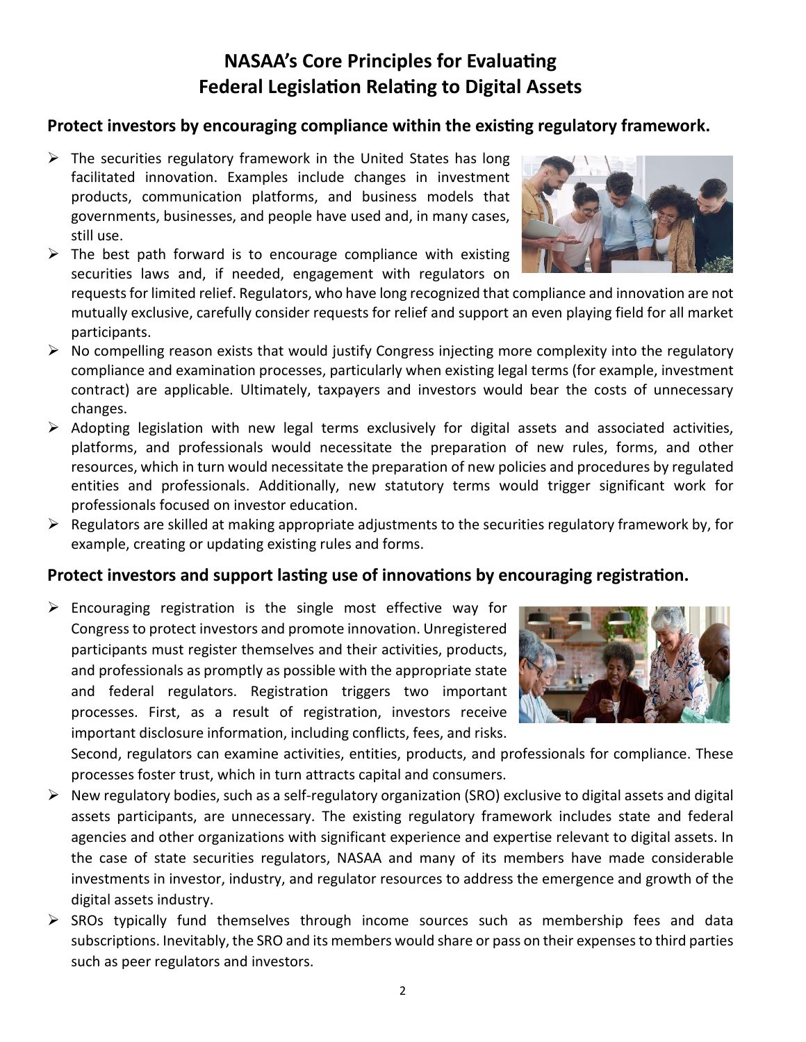# NASAA's Core Principles for Evaluating Federal Legislation Relating to Digital Assets

## Protect investors by encouraging compliance within the existing regulatory framework.

- The securities regulatory framework in the United States has long facilitated innovation. Examples include changes in investment products, communication platforms, and business models that governments, businesses, and people have used and, in many cases, still use.
- The best path forward is to encourage compliance with existing securities laws and, if needed, engagement with regulators on requests for limited relief. Regulators, who have long recognized that compliance and innovation are not mutually exclusive, carefully consider requests for relief and support an even playing field for all market participants.
- No compelling reason exists that would justify Congress injecting more complexity into the regulatory compliance and examination processes, particularly when existing legal terms (for example, investment contract) are applicable. Ultimately, taxpayers and investors would bear the costs of unnecessary changes.
- Adopting legislation with new legal terms exclusively for digital assets and associated activities, platforms, and professionals would necessitate the preparation of new rules, forms, and other resources, which in turn would necessitate the preparation of new policies and procedures by regulated entities and professionals. Additionally, new statutory terms would trigger significant work for professionals focused on investor education.
- Regulators are skilled at making appropriate adjustments to the securities regulatory framework by, for example, creating or updating existing rules and forms.

## Protect investors and support lasting use of innovations by encouraging registration.

- Encouraging registration is the single most effective way for Congress to protect investors and promote innovation. Unregistered participants must register themselves and their activities, products, and professionals as promptly as possible with the appropriate state and federal regulators. Registration triggers two important processes. First, as a result of registration, investors receive important disclosure information, including conflicts, fees, and risks. Second, regulators can examine activities, entities, products, and professionals for compliance. These processes foster trust, which in turn attracts capital and consumers.
- New regulatory bodies, such as a self-regulatory organization (SRO) exclusive to digital assets and digital assets participants, are unnecessary. The existing regulatory framework includes state and federal agencies and other organizations with significant experience and expertise relevant to digital assets. In the case of state securities regulators, NASAA and many of its members have made considerable investments in investor, industry, and regulator resources to address the emergence and growth of the digital assets industry.
- SROs typically fund themselves through income sources such as membership fees and data subscriptions. Inevitably, the SRO and its members would share or pass on their expenses to third parties such as peer regulators and investors.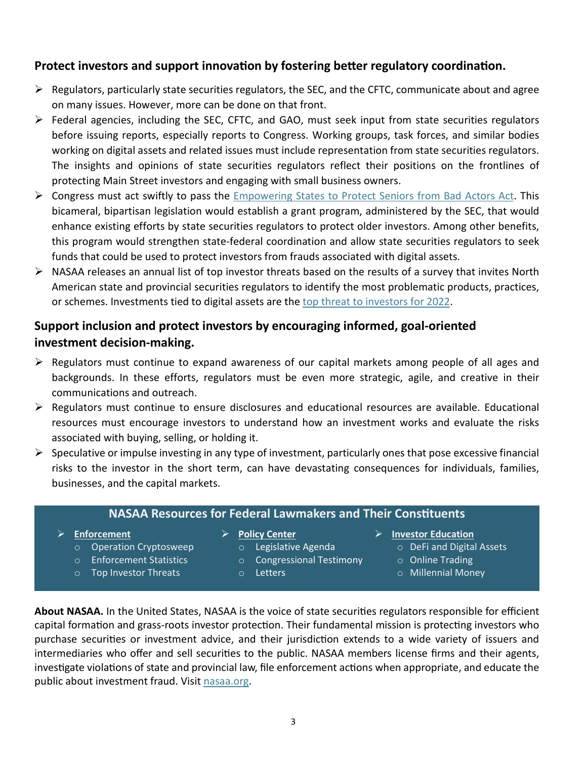## Protect investors and support innovation by fostering better regulatory coordination.

- Regulators, particularly state securities regulators, the SEC, and the CFTC, communicate about and agree on many issues. However, more can be done on that front.
- Federal agencies, including the SEC, CFTC, and GAO, must seek input from state securities regulators before issuing reports, especially reports to Congress. Working groups, task forces, and similar bodies working on digital assets and related issues must include representation from state securities regulators. The insights and opinions of state securities regulators reflect their positions on the frontlines of protecting Main Street investors and engaging with small business owners.
- Congress must act swiftly to pass the Empowering States to Protect Seniors from Bad Actors Act. This bicameral, bipartisan legislation would establish a grant program, administered by the SEC, that would enhance existing efforts by state securities regulators to protect older investors. Among other benefits, this program would strengthen state-federal coordination and allow state securities regulators to seek funds that could be used to protect investors from frauds associated with digital assets.
- NASAA releases an annual list of top investor threats based on the results of a survey that invites North American state and provincial securities regulators to identify the most problematic products, practices, or schemes. Investments tied to digital assets are the top threat to investors for 2022.

## Support inclusion and protect investors by encouraging informed, goal-oriented investment decision-making.

- Regulators must continue to expand awareness of our capital markets among people of all ages and backgrounds. In these efforts, regulators must be even more strategic, agile, and creative in their communications and outreach.
- Regulators must continue to ensure disclosures and educational resources are available. Educational resources must encourage investors to understand how an investment works and evaluate the risks associated with buying, selling, or holding it.
- Speculative or impulse investing in any type of investment, particularly ones that pose excessive financial risks to the investor in the short term, can have devastating consequences for individuals, families, businesses, and the capital markets.

### NASAA Resources for Federal Lawmakers and Their Constituents

- **Enforcement**
  - Operation Cryptosweep
  - Enforcement Statistics
  - Top Investor Threats
- **Policy Center**
  - Legislative Agenda
  - Congressional Testimony
  - Letters
- **Investor Education**
  - DeFi and Digital Assets
  - Online Trading
  - Millennial Money

**About NASAA.** In the United States, NASAA is the voice of state securities regulators responsible for efficient capital formation and grass-roots investor protection. Their fundamental mission is protecting investors who purchase securities or investment advice, and their jurisdiction extends to a wide variety of issuers and intermediaries who offer and sell securities to the public. NASAA members license firms and their agents, investigate violations of state and provincial law, file enforcement actions when appropriate, and educate the public about investment fraud. Visit nasaa.org.